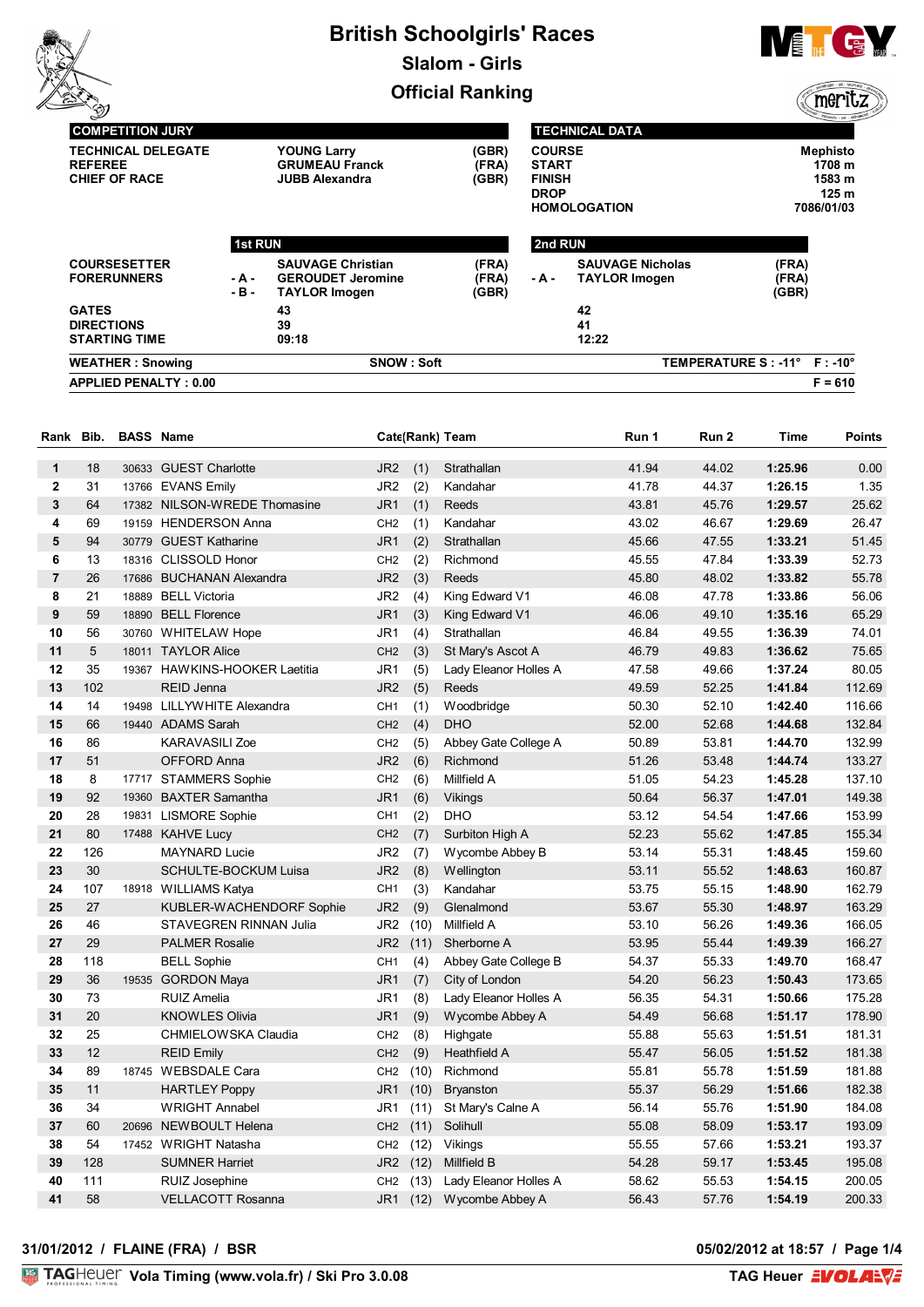# British Schoolgirls' Races

## Slalom - Girls

## Official Ranking

| COMPETITION JURY | | |
|---|---|---|
| TECHNICAL DELEGATE | YOUNG Larry | (GBR) |
| REFEREE | GRUMEAU Franck | (FRA) |
| CHIEF OF RACE | JUBB Alexandra | (GBR) |

| TECHNICAL DATA | |
|---|---|
| COURSE | Mephisto |
| START | 1708 m |
| FINISH | 1583 m |
| DROP | 125 m |
| HOMOLOGATION | 7086/01/03 |

| | | 1st RUN | | | 2nd RUN | |
|---|---|---|---|---|---|---|
| COURSESETTER | | SAUVAGE Christian | (FRA) | | SAUVAGE Nicholas | (FRA) |
| FORERUNNERS | - A - | GEROUDET Jeromine | (FRA) | - A - | TAYLOR Imogen | (FRA) |
| | - B - | TAYLOR Imogen | (GBR) | | | (GBR) |
| GATES | | 43 | | | 42 | |
| DIRECTIONS | | 39 | | | 41 | |
| STARTING TIME | | 09:18 | | | 12:22 | |

WEATHER : Snowing — SNOW : Soft — TEMPERATURE S : -11° F : -10°

APPLIED PENALTY : 0.00 — F = 610

| Rank | Bib. | BASS | Name | Cate | (Rank) | Team | Run 1 | Run 2 | Time | Points |
|---|---|---|---|---|---|---|---|---|---|---|
| 1 | 18 | 30633 | GUEST Charlotte | JR2 | (1) | Strathallan | 41.94 | 44.02 | 1:25.96 | 0.00 |
| 2 | 31 | 13766 | EVANS Emily | JR2 | (2) | Kandahar | 41.78 | 44.37 | 1:26.15 | 1.35 |
| 3 | 64 | 17382 | NILSON-WREDE Thomasine | JR1 | (1) | Reeds | 43.81 | 45.76 | 1:29.57 | 25.62 |
| 4 | 69 | 19159 | HENDERSON Anna | CH2 | (1) | Kandahar | 43.02 | 46.67 | 1:29.69 | 26.47 |
| 5 | 94 | 30779 | GUEST Katharine | JR1 | (2) | Strathallan | 45.66 | 47.55 | 1:33.21 | 51.45 |
| 6 | 13 | 18316 | CLISSOLD Honor | CH2 | (2) | Richmond | 45.55 | 47.84 | 1:33.39 | 52.73 |
| 7 | 26 | 17686 | BUCHANAN Alexandra | JR2 | (3) | Reeds | 45.80 | 48.02 | 1:33.82 | 55.78 |
| 8 | 21 | 18889 | BELL Victoria | JR2 | (4) | King Edward V1 | 46.08 | 47.78 | 1:33.86 | 56.06 |
| 9 | 59 | 18890 | BELL Florence | JR1 | (3) | King Edward V1 | 46.06 | 49.10 | 1:35.16 | 65.29 |
| 10 | 56 | 30760 | WHITELAW Hope | JR1 | (4) | Strathallan | 46.84 | 49.55 | 1:36.39 | 74.01 |
| 11 | 5 | 18011 | TAYLOR Alice | CH2 | (3) | St Mary's Ascot A | 46.79 | 49.83 | 1:36.62 | 75.65 |
| 12 | 35 | 19367 | HAWKINS-HOOKER Laetitia | JR1 | (5) | Lady Eleanor Holles A | 47.58 | 49.66 | 1:37.24 | 80.05 |
| 13 | 102 | | REID Jenna | JR2 | (5) | Reeds | 49.59 | 52.25 | 1:41.84 | 112.69 |
| 14 | 14 | 19498 | LILLYWHITE Alexandra | CH1 | (1) | Woodbridge | 50.30 | 52.10 | 1:42.40 | 116.66 |
| 15 | 66 | 19440 | ADAMS Sarah | CH2 | (4) | DHO | 52.00 | 52.68 | 1:44.68 | 132.84 |
| 16 | 86 | | KARAVASILI Zoe | CH2 | (5) | Abbey Gate College A | 50.89 | 53.81 | 1:44.70 | 132.99 |
| 17 | 51 | | OFFORD Anna | JR2 | (6) | Richmond | 51.26 | 53.48 | 1:44.74 | 133.27 |
| 18 | 8 | 17717 | STAMMERS Sophie | CH2 | (6) | Millfield A | 51.05 | 54.23 | 1:45.28 | 137.10 |
| 19 | 92 | 19360 | BAXTER Samantha | JR1 | (6) | Vikings | 50.64 | 56.37 | 1:47.01 | 149.38 |
| 20 | 28 | 19831 | LISMORE Sophie | CH1 | (2) | DHO | 53.12 | 54.54 | 1:47.66 | 153.99 |
| 21 | 80 | 17488 | KAHVE Lucy | CH2 | (7) | Surbiton High A | 52.23 | 55.62 | 1:47.85 | 155.34 |
| 22 | 126 | | MAYNARD Lucie | JR2 | (7) | Wycombe Abbey B | 53.14 | 55.31 | 1:48.45 | 159.60 |
| 23 | 30 | | SCHULTE-BOCKUM Luisa | JR2 | (8) | Wellington | 53.11 | 55.52 | 1:48.63 | 160.87 |
| 24 | 107 | 18918 | WILLIAMS Katya | CH1 | (3) | Kandahar | 53.75 | 55.15 | 1:48.90 | 162.79 |
| 25 | 27 | | KUBLER-WACHENDORF Sophie | JR2 | (9) | Glenalmond | 53.67 | 55.30 | 1:48.97 | 163.29 |
| 26 | 46 | | STAVEGREN RINNAN Julia | JR2 | (10) | Millfield A | 53.10 | 56.26 | 1:49.36 | 166.05 |
| 27 | 29 | | PALMER Rosalie | JR2 | (11) | Sherborne A | 53.95 | 55.44 | 1:49.39 | 166.27 |
| 28 | 118 | | BELL Sophie | CH1 | (4) | Abbey Gate College B | 54.37 | 55.33 | 1:49.70 | 168.47 |
| 29 | 36 | 19535 | GORDON Maya | JR1 | (7) | City of London | 54.20 | 56.23 | 1:50.43 | 173.65 |
| 30 | 73 | | RUIZ Amelia | JR1 | (8) | Lady Eleanor Holles A | 56.35 | 54.31 | 1:50.66 | 175.28 |
| 31 | 20 | | KNOWLES Olivia | JR1 | (9) | Wycombe Abbey A | 54.49 | 56.68 | 1:51.17 | 178.90 |
| 32 | 25 | | CHMIELOWSKA Claudia | CH2 | (8) | Highgate | 55.88 | 55.63 | 1:51.51 | 181.31 |
| 33 | 12 | | REID Emily | CH2 | (9) | Heathfield A | 55.47 | 56.05 | 1:51.52 | 181.38 |
| 34 | 89 | 18745 | WEBSDALE Cara | CH2 | (10) | Richmond | 55.81 | 55.78 | 1:51.59 | 181.88 |
| 35 | 11 | | HARTLEY Poppy | JR1 | (10) | Bryanston | 55.37 | 56.29 | 1:51.66 | 182.38 |
| 36 | 34 | | WRIGHT Annabel | JR1 | (11) | St Mary's Calne A | 56.14 | 55.76 | 1:51.90 | 184.08 |
| 37 | 60 | 20696 | NEWBOULT Helena | CH2 | (11) | Solihull | 55.08 | 58.09 | 1:53.17 | 193.09 |
| 38 | 54 | 17452 | WRIGHT Natasha | CH2 | (12) | Vikings | 55.55 | 57.66 | 1:53.21 | 193.37 |
| 39 | 128 | | SUMNER Harriet | JR2 | (12) | Millfield B | 54.28 | 59.17 | 1:53.45 | 195.08 |
| 40 | 111 | | RUIZ Josephine | CH2 | (13) | Lady Eleanor Holles A | 58.62 | 55.53 | 1:54.15 | 200.05 |
| 41 | 58 | | VELLACOTT Rosanna | JR1 | (12) | Wycombe Abbey A | 56.43 | 57.76 | 1:54.19 | 200.33 |

31/01/2012 / FLAINE (FRA) / BSR — 05/02/2012 at 18:57

Vola Timing (www.vola.fr) / Ski Pro 3.0.08 — TAG Heuer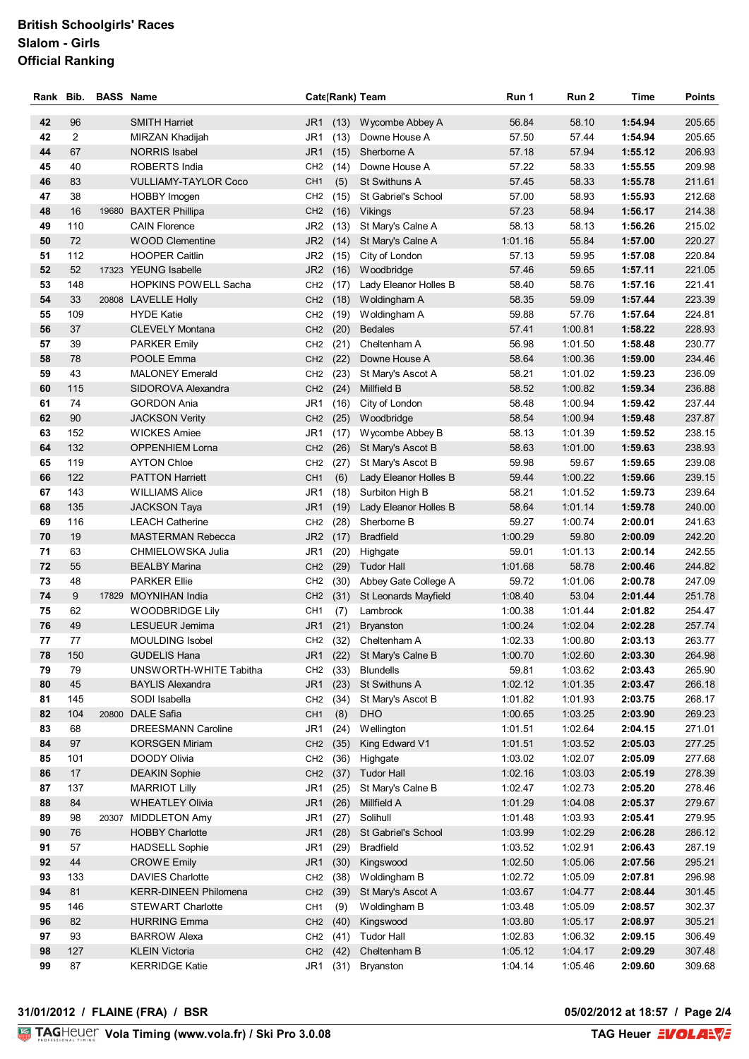# British Schoolgirls' Races
## Slalom - Girls
## Official Ranking

| Rank | Bib. | BASS | Name | Cate | (Rank) | Team | Run 1 | Run 2 | Time | Points |
|---|---|---|---|---|---|---|---|---|---|---|
| 42 | 96 | | SMITH Harriet | JR1 | (13) | Wycombe Abbey A | 56.84 | 58.10 | **1:54.94** | 205.65 |
| 42 | 2 | | MIRZAN Khadijah | JR1 | (13) | Downe House A | 57.50 | 57.44 | **1:54.94** | 205.65 |
| 44 | 67 | | NORRIS Isabel | JR1 | (15) | Sherborne A | 57.18 | 57.94 | **1:55.12** | 206.93 |
| 45 | 40 | | ROBERTS India | CH2 | (14) | Downe House A | 57.22 | 58.33 | **1:55.55** | 209.98 |
| 46 | 83 | | VULLIAMY-TAYLOR Coco | CH1 | (5) | St Swithuns A | 57.45 | 58.33 | **1:55.78** | 211.61 |
| 47 | 38 | | HOBBY Imogen | CH2 | (15) | St Gabriel's School | 57.00 | 58.93 | **1:55.93** | 212.68 |
| 48 | 16 | 19680 | BAXTER Phillipa | CH2 | (16) | Vikings | 57.23 | 58.94 | **1:56.17** | 214.38 |
| 49 | 110 | | CAIN Florence | JR2 | (13) | St Mary's Calne A | 58.13 | 58.13 | **1:56.26** | 215.02 |
| 50 | 72 | | WOOD Clementine | JR2 | (14) | St Mary's Calne A | 1:01.16 | 55.84 | **1:57.00** | 220.27 |
| 51 | 112 | | HOOPER Caitlin | JR2 | (15) | City of London | 57.13 | 59.95 | **1:57.08** | 220.84 |
| 52 | 52 | 17323 | YEUNG Isabelle | JR2 | (16) | Woodbridge | 57.46 | 59.65 | **1:57.11** | 221.05 |
| 53 | 148 | | HOPKINS POWELL Sacha | CH2 | (17) | Lady Eleanor Holles B | 58.40 | 58.76 | **1:57.16** | 221.41 |
| 54 | 33 | 20808 | LAVELLE Holly | CH2 | (18) | Woldingham A | 58.35 | 59.09 | **1:57.44** | 223.39 |
| 55 | 109 | | HYDE Katie | CH2 | (19) | Woldingham A | 59.88 | 57.76 | **1:57.64** | 224.81 |
| 56 | 37 | | CLEVELY Montana | CH2 | (20) | Bedales | 57.41 | 1:00.81 | **1:58.22** | 228.93 |
| 57 | 39 | | PARKER Emily | CH2 | (21) | Cheltenham A | 56.98 | 1:01.50 | **1:58.48** | 230.77 |
| 58 | 78 | | POOLE Emma | CH2 | (22) | Downe House A | 58.64 | 1:00.36 | **1:59.00** | 234.46 |
| 59 | 43 | | MALONEY Emerald | CH2 | (23) | St Mary's Ascot A | 58.21 | 1:01.02 | **1:59.23** | 236.09 |
| 60 | 115 | | SIDOROVA Alexandra | CH2 | (24) | Millfield B | 58.52 | 1:00.82 | **1:59.34** | 236.88 |
| 61 | 74 | | GORDON Ania | JR1 | (16) | City of London | 58.48 | 1:00.94 | **1:59.42** | 237.44 |
| 62 | 90 | | JACKSON Verity | CH2 | (25) | Woodbridge | 58.54 | 1:00.94 | **1:59.48** | 237.87 |
| 63 | 152 | | WICKES Amiee | JR1 | (17) | Wycombe Abbey B | 58.13 | 1:01.39 | **1:59.52** | 238.15 |
| 64 | 132 | | OPPENHIEM Lorna | CH2 | (26) | St Mary's Ascot B | 58.63 | 1:01.00 | **1:59.63** | 238.93 |
| 65 | 119 | | AYTON Chloe | CH2 | (27) | St Mary's Ascot B | 59.98 | 59.67 | **1:59.65** | 239.08 |
| 66 | 122 | | PATTON Harriett | CH1 | (6) | Lady Eleanor Holles B | 59.44 | 1:00.22 | **1:59.66** | 239.15 |
| 67 | 143 | | WILLIAMS Alice | JR1 | (18) | Surbiton High B | 58.21 | 1:01.52 | **1:59.73** | 239.64 |
| 68 | 135 | | JACKSON Taya | JR1 | (19) | Lady Eleanor Holles B | 58.64 | 1:01.14 | **1:59.78** | 240.00 |
| 69 | 116 | | LEACH Catherine | CH2 | (28) | Sherborne B | 59.27 | 1:00.74 | **2:00.01** | 241.63 |
| 70 | 19 | | MASTERMAN Rebecca | JR2 | (17) | Bradfield | 1:00.29 | 59.80 | **2:00.09** | 242.20 |
| 71 | 63 | | CHMIELOWSKA Julia | JR1 | (20) | Highgate | 59.01 | 1:01.13 | **2:00.14** | 242.55 |
| 72 | 55 | | BEALBY Marina | CH2 | (29) | Tudor Hall | 1:01.68 | 58.78 | **2:00.46** | 244.82 |
| 73 | 48 | | PARKER Ellie | CH2 | (30) | Abbey Gate College A | 59.72 | 1:01.06 | **2:00.78** | 247.09 |
| 74 | 9 | 17829 | MOYNIHAN India | CH2 | (31) | St Leonards Mayfield | 1:08.40 | 53.04 | **2:01.44** | 251.78 |
| 75 | 62 | | WOODBRIDGE Lily | CH1 | (7) | Lambrook | 1:00.38 | 1:01.44 | **2:01.82** | 254.47 |
| 76 | 49 | | LESUEUR Jemima | JR1 | (21) | Bryanston | 1:00.24 | 1:02.04 | **2:02.28** | 257.74 |
| 77 | 77 | | MOULDING Isobel | CH2 | (32) | Cheltenham A | 1:02.33 | 1:00.80 | **2:03.13** | 263.77 |
| 78 | 150 | | GUDELIS Hana | JR1 | (22) | St Mary's Calne B | 1:00.70 | 1:02.60 | **2:03.30** | 264.98 |
| 79 | 79 | | UNSWORTH-WHITE Tabitha | CH2 | (33) | Blundells | 59.81 | 1:03.62 | **2:03.43** | 265.90 |
| 80 | 45 | | BAYLIS Alexandra | JR1 | (23) | St Swithuns A | 1:02.12 | 1:01.35 | **2:03.47** | 266.18 |
| 81 | 145 | | SODI Isabella | CH2 | (34) | St Mary's Ascot B | 1:01.82 | 1:01.93 | **2:03.75** | 268.17 |
| 82 | 104 | 20800 | DALE Safia | CH1 | (8) | DHO | 1:00.65 | 1:03.25 | **2:03.90** | 269.23 |
| 83 | 68 | | DREESMANN Caroline | JR1 | (24) | Wellington | 1:01.51 | 1:02.64 | **2:04.15** | 271.01 |
| 84 | 97 | | KORSGEN Miriam | CH2 | (35) | King Edward V1 | 1:01.51 | 1:03.52 | **2:05.03** | 277.25 |
| 85 | 101 | | DOODY Olivia | CH2 | (36) | Highgate | 1:03.02 | 1:02.07 | **2:05.09** | 277.68 |
| 86 | 17 | | DEAKIN Sophie | CH2 | (37) | Tudor Hall | 1:02.16 | 1:03.03 | **2:05.19** | 278.39 |
| 87 | 137 | | MARRIOT Lilly | JR1 | (25) | St Mary's Calne B | 1:02.47 | 1:02.73 | **2:05.20** | 278.46 |
| 88 | 84 | | WHEATLEY Olivia | JR1 | (26) | Millfield A | 1:01.29 | 1:04.08 | **2:05.37** | 279.67 |
| 89 | 98 | 20307 | MIDDLETON Amy | JR1 | (27) | Solihull | 1:01.48 | 1:03.93 | **2:05.41** | 279.95 |
| 90 | 76 | | HOBBY Charlotte | JR1 | (28) | St Gabriel's School | 1:03.99 | 1:02.29 | **2:06.28** | 286.12 |
| 91 | 57 | | HADSELL Sophie | JR1 | (29) | Bradfield | 1:03.52 | 1:02.91 | **2:06.43** | 287.19 |
| 92 | 44 | | CROWE Emily | JR1 | (30) | Kingswood | 1:02.50 | 1:05.06 | **2:07.56** | 295.21 |
| 93 | 133 | | DAVIES Charlotte | CH2 | (38) | Woldingham B | 1:02.72 | 1:05.09 | **2:07.81** | 296.98 |
| 94 | 81 | | KERR-DINEEN Philomena | CH2 | (39) | St Mary's Ascot A | 1:03.67 | 1:04.77 | **2:08.44** | 301.45 |
| 95 | 146 | | STEWART Charlotte | CH1 | (9) | Woldingham B | 1:03.48 | 1:05.09 | **2:08.57** | 302.37 |
| 96 | 82 | | HURRING Emma | CH2 | (40) | Kingswood | 1:03.80 | 1:05.17 | **2:08.97** | 305.21 |
| 97 | 93 | | BARROW Alexa | CH2 | (41) | Tudor Hall | 1:02.83 | 1:06.32 | **2:09.15** | 306.49 |
| 98 | 127 | | KLEIN Victoria | CH2 | (42) | Cheltenham B | 1:05.12 | 1:04.17 | **2:09.29** | 307.48 |
| 99 | 87 | | KERRIDGE Katie | JR1 | (31) | Bryanston | 1:04.14 | 1:05.46 | **2:09.60** | 309.68 |

**31/01/2012 / FLAINE (FRA) / BSR**

**05/02/2012 at 18:57**

TAGHeuer **Vola Timing (www.vola.fr) / Ski Pro 3.0.08**

**TAG Heuer** VOLA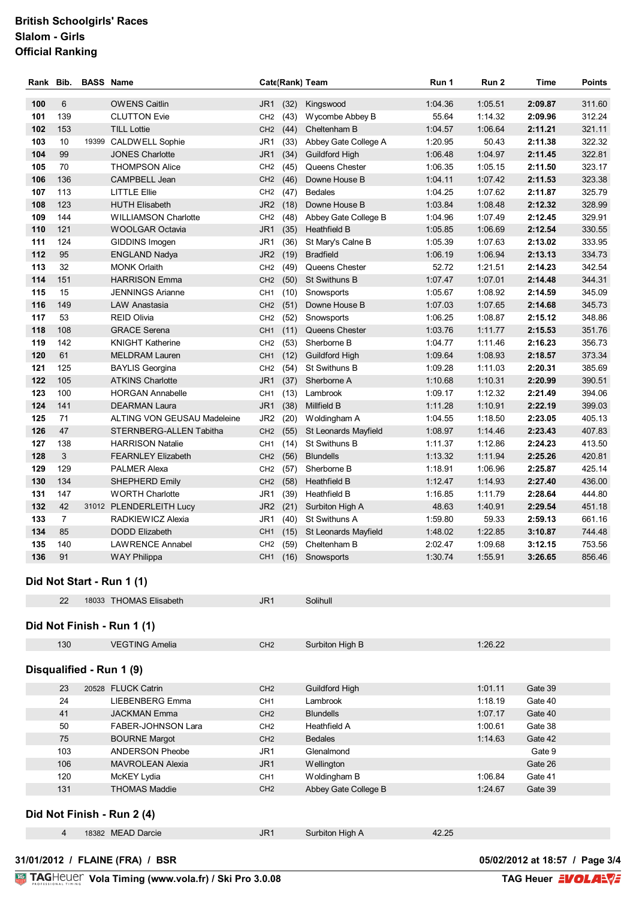**British Schoolgirls' Races**
**Slalom - Girls**
**Official Ranking**

| Rank | Bib. | BASS | Name | Cate | (Rank) | Team | Run 1 | Run 2 | Time | Points |
|---|---|---|---|---|---|---|---|---|---|---|
| **100** | 6 | | OWENS Caitlin | JR1 | (32) | Kingswood | 1:04.36 | 1:05.51 | **2:09.87** | 311.60 |
| **101** | 139 | | CLUTTON Evie | CH2 | (43) | Wycombe Abbey B | 55.64 | 1:14.32 | **2:09.96** | 312.24 |
| **102** | 153 | | TILL Lottie | CH2 | (44) | Cheltenham B | 1:04.57 | 1:06.64 | **2:11.21** | 321.11 |
| **103** | 10 | 19399 | CALDWELL Sophie | JR1 | (33) | Abbey Gate College A | 1:20.95 | 50.43 | **2:11.38** | 322.32 |
| **104** | 99 | | JONES Charlotte | JR1 | (34) | Guildford High | 1:06.48 | 1:04.97 | **2:11.45** | 322.81 |
| **105** | 70 | | THOMPSON Alice | CH2 | (45) | Queens Chester | 1:06.35 | 1:05.15 | **2:11.50** | 323.17 |
| **106** | 136 | | CAMPBELL Jean | CH2 | (46) | Downe House B | 1:04.11 | 1:07.42 | **2:11.53** | 323.38 |
| **107** | 113 | | LITTLE Ellie | CH2 | (47) | Bedales | 1:04.25 | 1:07.62 | **2:11.87** | 325.79 |
| **108** | 123 | | HUTH Elisabeth | JR2 | (18) | Downe House B | 1:03.84 | 1:08.48 | **2:12.32** | 328.99 |
| **109** | 144 | | WILLIAMSON Charlotte | CH2 | (48) | Abbey Gate College B | 1:04.96 | 1:07.49 | **2:12.45** | 329.91 |
| **110** | 121 | | WOOLGAR Octavia | JR1 | (35) | Heathfield B | 1:05.85 | 1:06.69 | **2:12.54** | 330.55 |
| **111** | 124 | | GIDDINS Imogen | JR1 | (36) | St Mary's Calne B | 1:05.39 | 1:07.63 | **2:13.02** | 333.95 |
| **112** | 95 | | ENGLAND Nadya | JR2 | (19) | Bradfield | 1:06.19 | 1:06.94 | **2:13.13** | 334.73 |
| **113** | 32 | | MONK Orlaith | CH2 | (49) | Queens Chester | 52.72 | 1:21.51 | **2:14.23** | 342.54 |
| **114** | 151 | | HARRISON Emma | CH2 | (50) | St Swithuns B | 1:07.47 | 1:07.01 | **2:14.48** | 344.31 |
| **115** | 15 | | JENNINGS Arianne | CH1 | (10) | Snowsports | 1:05.67 | 1:08.92 | **2:14.59** | 345.09 |
| **116** | 149 | | LAW Anastasia | CH2 | (51) | Downe House B | 1:07.03 | 1:07.65 | **2:14.68** | 345.73 |
| **117** | 53 | | REID Olivia | CH2 | (52) | Snowsports | 1:06.25 | 1:08.87 | **2:15.12** | 348.86 |
| **118** | 108 | | GRACE Serena | CH1 | (11) | Queens Chester | 1:03.76 | 1:11.77 | **2:15.53** | 351.76 |
| **119** | 142 | | KNIGHT Katherine | CH2 | (53) | Sherborne B | 1:04.77 | 1:11.46 | **2:16.23** | 356.73 |
| **120** | 61 | | MELDRAM Lauren | CH1 | (12) | Guildford High | 1:09.64 | 1:08.93 | **2:18.57** | 373.34 |
| **121** | 125 | | BAYLIS Georgina | CH2 | (54) | St Swithuns B | 1:09.28 | 1:11.03 | **2:20.31** | 385.69 |
| **122** | 105 | | ATKINS Charlotte | JR1 | (37) | Sherborne A | 1:10.68 | 1:10.31 | **2:20.99** | 390.51 |
| **123** | 100 | | HORGAN Annabelle | CH1 | (13) | Lambrook | 1:09.17 | 1:12.32 | **2:21.49** | 394.06 |
| **124** | 141 | | DEARMAN Laura | JR1 | (38) | Millfield B | 1:11.28 | 1:10.91 | **2:22.19** | 399.03 |
| **125** | 71 | | ALTING VON GEUSAU Madeleine | JR2 | (20) | Woldingham A | 1:04.55 | 1:18.50 | **2:23.05** | 405.13 |
| **126** | 47 | | STERNBERG-ALLEN Tabitha | CH2 | (55) | St Leonards Mayfield | 1:08.97 | 1:14.46 | **2:23.43** | 407.83 |
| **127** | 138 | | HARRISON Natalie | CH1 | (14) | St Swithuns B | 1:11.37 | 1:12.86 | **2:24.23** | 413.50 |
| **128** | 3 | | FEARNLEY Elizabeth | CH2 | (56) | Blundells | 1:13.32 | 1:11.94 | **2:25.26** | 420.81 |
| **129** | 129 | | PALMER Alexa | CH2 | (57) | Sherborne B | 1:18.91 | 1:06.96 | **2:25.87** | 425.14 |
| **130** | 134 | | SHEPHERD Emily | CH2 | (58) | Heathfield B | 1:12.47 | 1:14.93 | **2:27.40** | 436.00 |
| **131** | 147 | | WORTH Charlotte | JR1 | (39) | Heathfield B | 1:16.85 | 1:11.79 | **2:28.64** | 444.80 |
| **132** | 42 | 31012 | PLENDERLEITH Lucy | JR2 | (21) | Surbiton High A | 48.63 | 1:40.91 | **2:29.54** | 451.18 |
| **133** | 7 | | RADKIEWICZ Alexia | JR1 | (40) | St Swithuns A | 1:59.80 | 59.33 | **2:59.13** | 661.16 |
| **134** | 85 | | DODD Elizabeth | CH1 | (15) | St Leonards Mayfield | 1:48.02 | 1:22.85 | **3:10.87** | 744.48 |
| **135** | 140 | | LAWRENCE Annabel | CH2 | (59) | Cheltenham B | 2:02.47 | 1:09.68 | **3:12.15** | 753.56 |
| **136** | 91 | | WAY Philippa | CH1 | (16) | Snowsports | 1:30.74 | 1:55.91 | **3:26.65** | 856.46 |

## Did Not Start - Run 1 (1)

| Bib. | BASS | Name | Cate | Team | Run 1 | Run 2 | Time |
|---|---|---|---|---|---|---|---|
| 22 | 18033 | THOMAS Elisabeth | JR1 | Solihull | | | |

## Did Not Finish - Run 1 (1)

| Bib. | BASS | Name | Cate | Team | Run 1 | Run 2 | Time |
|---|---|---|---|---|---|---|---|
| 130 | | VEGTING Amelia | CH2 | Surbiton High B | | 1:26.22 | |

## Disqualified - Run 1 (9)

| Bib. | BASS | Name | Cate | Team | Run 1 | Run 2 | Time |
|---|---|---|---|---|---|---|---|
| 23 | 20528 | FLUCK Catrin | CH2 | Guildford High | | 1:01.11 | Gate 39 |
| 24 | | LIEBENBERG Emma | CH1 | Lambrook | | 1:18.19 | Gate 40 |
| 41 | | JACKMAN Emma | CH2 | Blundells | | 1:07.17 | Gate 40 |
| 50 | | FABER-JOHNSON Lara | CH2 | Heathfield A | | 1:00.61 | Gate 38 |
| 75 | | BOURNE Margot | CH2 | Bedales | | 1:14.63 | Gate 42 |
| 103 | | ANDERSON Pheobe | JR1 | Glenalmond | | | Gate 9 |
| 106 | | MAVROLEAN Alexia | JR1 | Wellington | | | Gate 26 |
| 120 | | McKEY Lydia | CH1 | Woldingham B | | 1:06.84 | Gate 41 |
| 131 | | THOMAS Maddie | CH2 | Abbey Gate College B | | 1:24.67 | Gate 39 |

## Did Not Finish - Run 2 (4)

| Bib. | BASS | Name | Cate | Team | Run 1 | Run 2 | Time |
|---|---|---|---|---|---|---|---|
| 4 | 18382 | MEAD Darcie | JR1 | Surbiton High A | 42.25 | | |

31/01/2012 / FLAINE (FRA) / BSR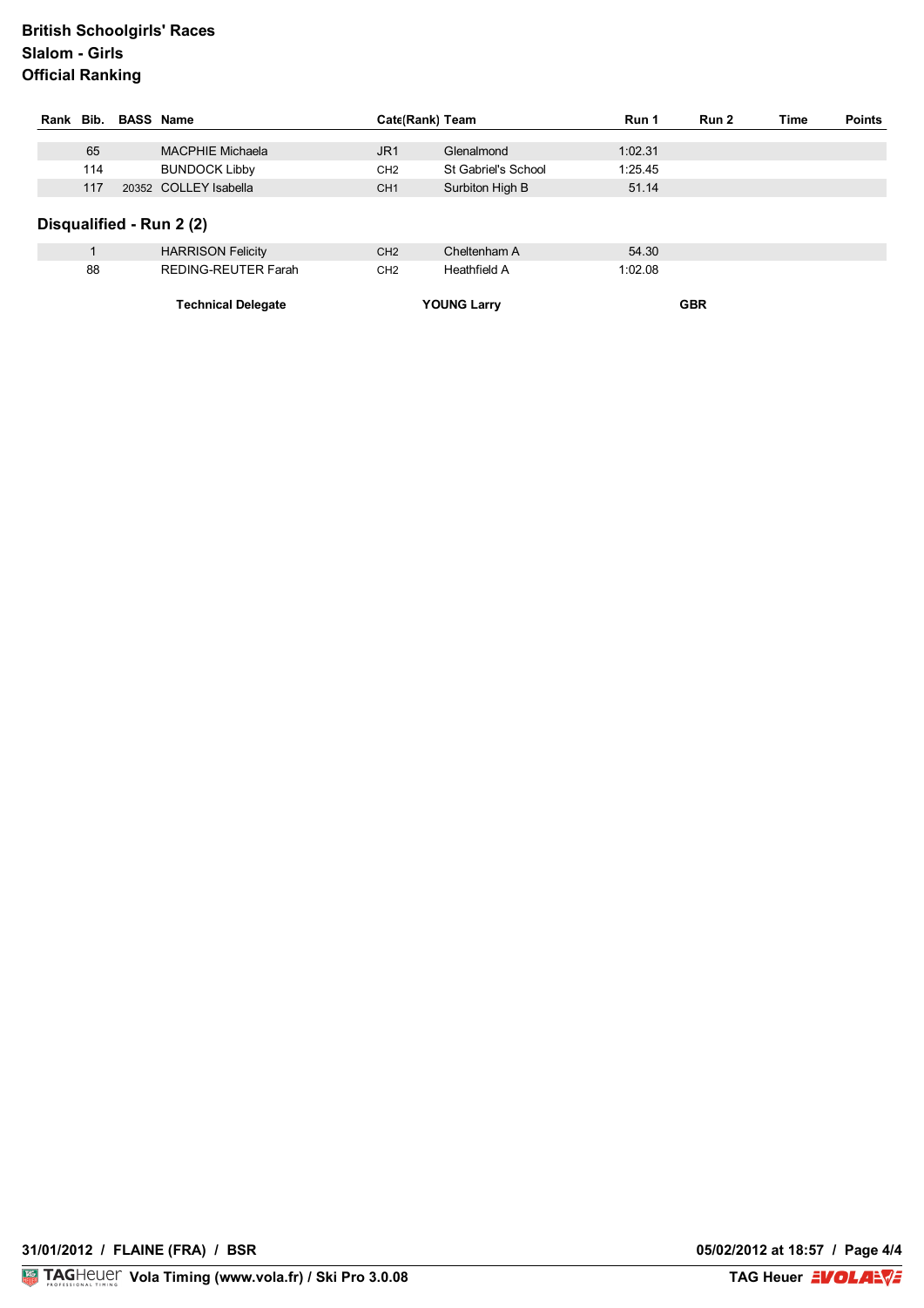# British Schoolgirls' Races
## Slalom - Girls
## Official Ranking

| Rank | Bib. | BASS | Name | Cate(Rank) | Team | Run 1 | Run 2 | Time | Points |
|---|---|---|---|---|---|---|---|---|---|
| | 65 | | MACPHIE Michaela | JR1 | Glenalmond | 1:02.31 | | | |
| | 114 | | BUNDOCK Libby | CH2 | St Gabriel's School | 1:25.45 | | | |
| | 117 | 20352 | COLLEY Isabella | CH1 | Surbiton High B | 51.14 | | | |

### Disqualified - Run 2 (2)

| Rank | Bib. | BASS | Name | Cate(Rank) | Team | Run 1 | Run 2 | Time | Points |
|---|---|---|---|---|---|---|---|---|---|
| | 1 | | HARRISON Felicity | CH2 | Cheltenham A | 54.30 | | | |
| | 88 | | REDING-REUTER Farah | CH2 | Heathfield A | 1:02.08 | | | |

**Technical Delegate** **YOUNG Larry** **GBR**

**31/01/2012 / FLAINE (FRA) / BSR** **05/02/2012 at 18:57**

Vola Timing (www.vola.fr) / Ski Pro 3.0.08